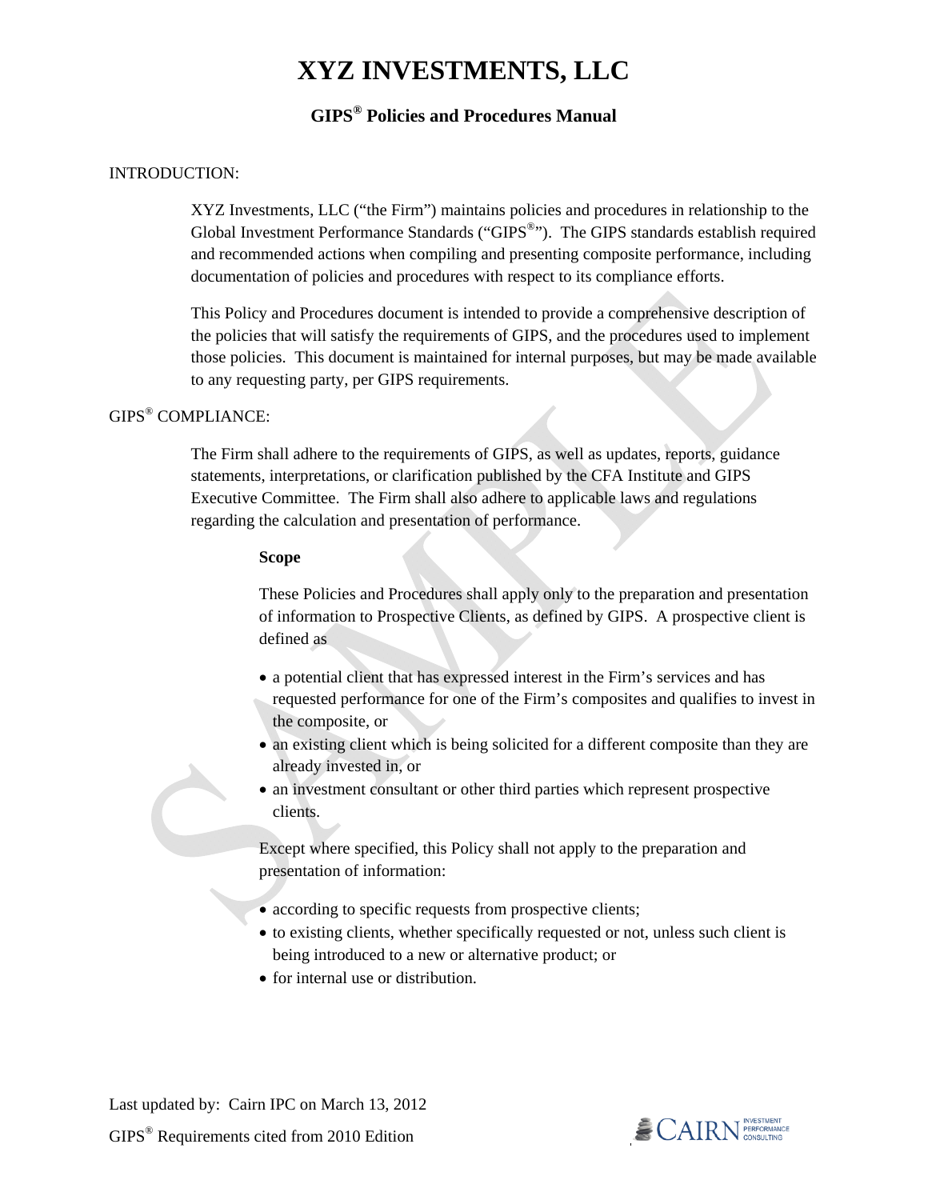# XYZ INVESTMENTS, LLC

## GIPS® Policies and Procedures Manual

INTRODUCTION:

XYZ Investments, LLC ("the Firm") maintains policies and procedures in relationship to the Global Investment Performance Standards ("GIPS®"). The GIPS standards establish required and recommended actions when compiling and presenting composite performance, including documentation of policies and procedures with respect to its compliance efforts.

This Policy and Procedures document is intended to provide a comprehensive description of the policies that will satisfy the requirements of GIPS, and the procedures used to implement those policies. This document is maintained for internal purposes, but may be made available to any requesting party, per GIPS requirements.

GIPS® COMPLIANCE:

The Firm shall adhere to the requirements of GIPS, as well as updates, reports, guidance statements, interpretations, or clarification published by the CFA Institute and GIPS Executive Committee. The Firm shall also adhere to applicable laws and regulations regarding the calculation and presentation of performance.

**Scope**

These Policies and Procedures shall apply only to the preparation and presentation of information to Prospective Clients, as defined by GIPS. A prospective client is defined as

- a potential client that has expressed interest in the Firm's services and has requested performance for one of the Firm's composites and qualifies to invest in the composite, or
- an existing client which is being solicited for a different composite than they are already invested in, or
- an investment consultant or other third parties which represent prospective clients.

Except where specified, this Policy shall not apply to the preparation and presentation of information:

- according to specific requests from prospective clients;
- to existing clients, whether specifically requested or not, unless such client is being introduced to a new or alternative product; or
- for internal use or distribution.

Last updated by: Cairn IPC on March 13, 2012

GIPS® Requirements cited from 2010 Edition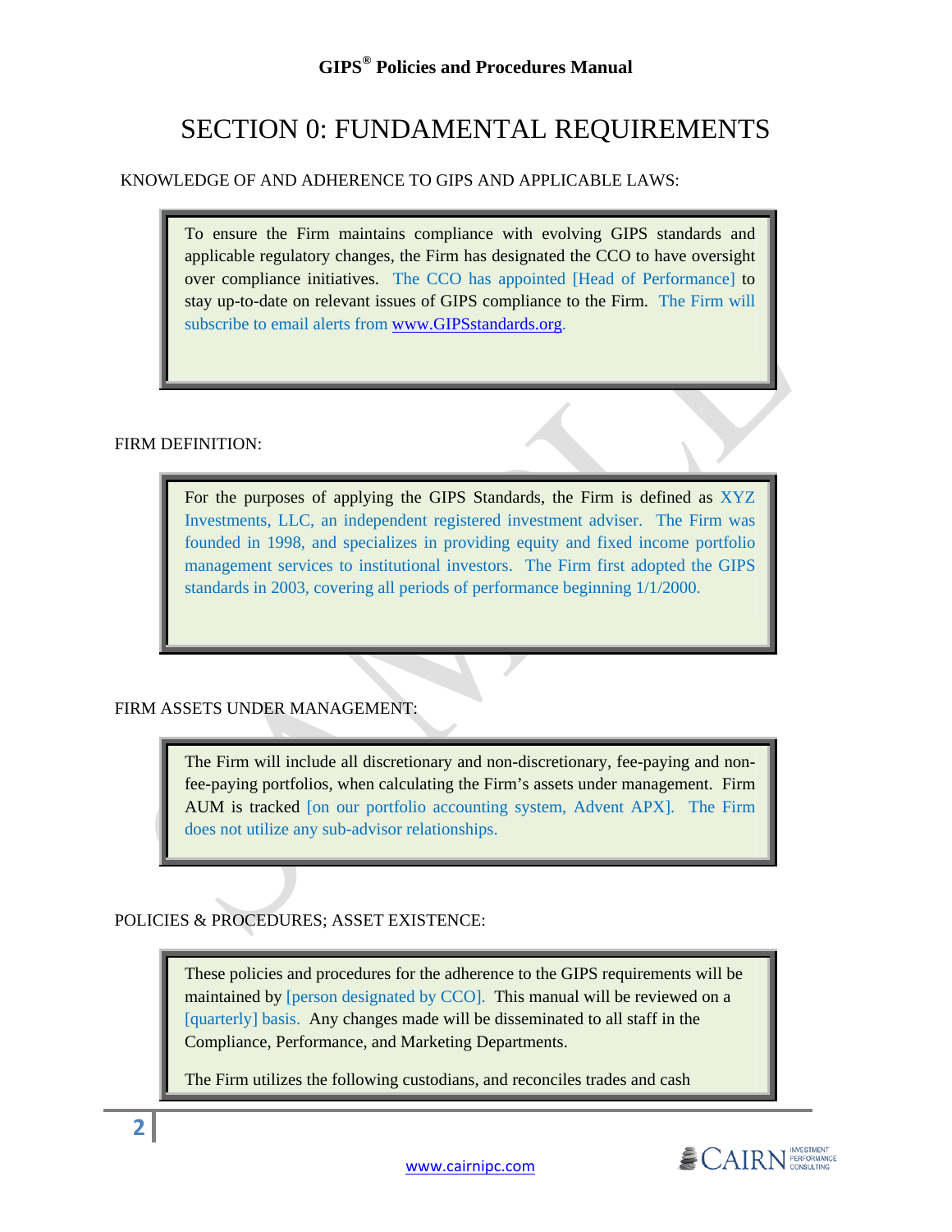# SECTION 0: FUNDAMENTAL REQUIREMENTS

KNOWLEDGE OF AND ADHERENCE TO GIPS AND APPLICABLE LAWS:

> To ensure the Firm maintains compliance with evolving GIPS standards and applicable regulatory changes, the Firm has designated the CCO to have oversight over compliance initiatives. The CCO has appointed [Head of Performance] to stay up-to-date on relevant issues of GIPS compliance to the Firm. The Firm will subscribe to email alerts from www.GIPSstandards.org.

FIRM DEFINITION:

> For the purposes of applying the GIPS Standards, the Firm is defined as XYZ Investments, LLC, an independent registered investment adviser. The Firm was founded in 1998, and specializes in providing equity and fixed income portfolio management services to institutional investors. The Firm first adopted the GIPS standards in 2003, covering all periods of performance beginning 1/1/2000.

FIRM ASSETS UNDER MANAGEMENT:

> The Firm will include all discretionary and non-discretionary, fee-paying and non-fee-paying portfolios, when calculating the Firm's assets under management. Firm AUM is tracked [on our portfolio accounting system, Advent APX]. The Firm does not utilize any sub-advisor relationships.

POLICIES & PROCEDURES; ASSET EXISTENCE:

> These policies and procedures for the adherence to the GIPS requirements will be maintained by [person designated by CCO]. This manual will be reviewed on a [quarterly] basis. Any changes made will be disseminated to all staff in the Compliance, Performance, and Marketing Departments.
>
> The Firm utilizes the following custodians, and reconciles trades and cash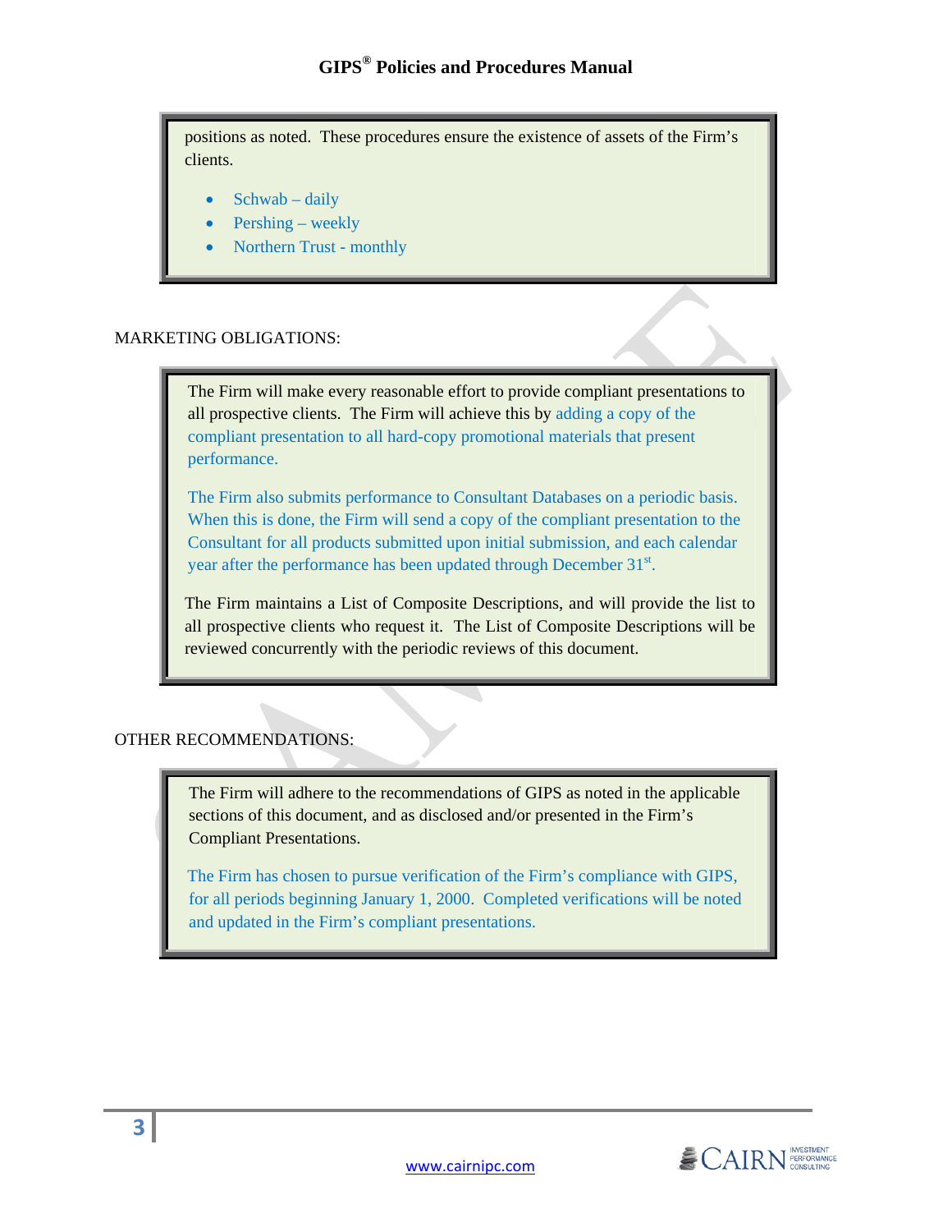positions as noted. These procedures ensure the existence of assets of the Firm's clients.

- Schwab – daily
- Pershing – weekly
- Northern Trust - monthly

MARKETING OBLIGATIONS:

The Firm will make every reasonable effort to provide compliant presentations to all prospective clients. The Firm will achieve this by adding a copy of the compliant presentation to all hard-copy promotional materials that present performance.

The Firm also submits performance to Consultant Databases on a periodic basis. When this is done, the Firm will send a copy of the compliant presentation to the Consultant for all products submitted upon initial submission, and each calendar year after the performance has been updated through December 31st.

The Firm maintains a List of Composite Descriptions, and will provide the list to all prospective clients who request it. The List of Composite Descriptions will be reviewed concurrently with the periodic reviews of this document.

OTHER RECOMMENDATIONS:

The Firm will adhere to the recommendations of GIPS as noted in the applicable sections of this document, and as disclosed and/or presented in the Firm's Compliant Presentations.

The Firm has chosen to pursue verification of the Firm's compliance with GIPS, for all periods beginning January 1, 2000. Completed verifications will be noted and updated in the Firm's compliant presentations.